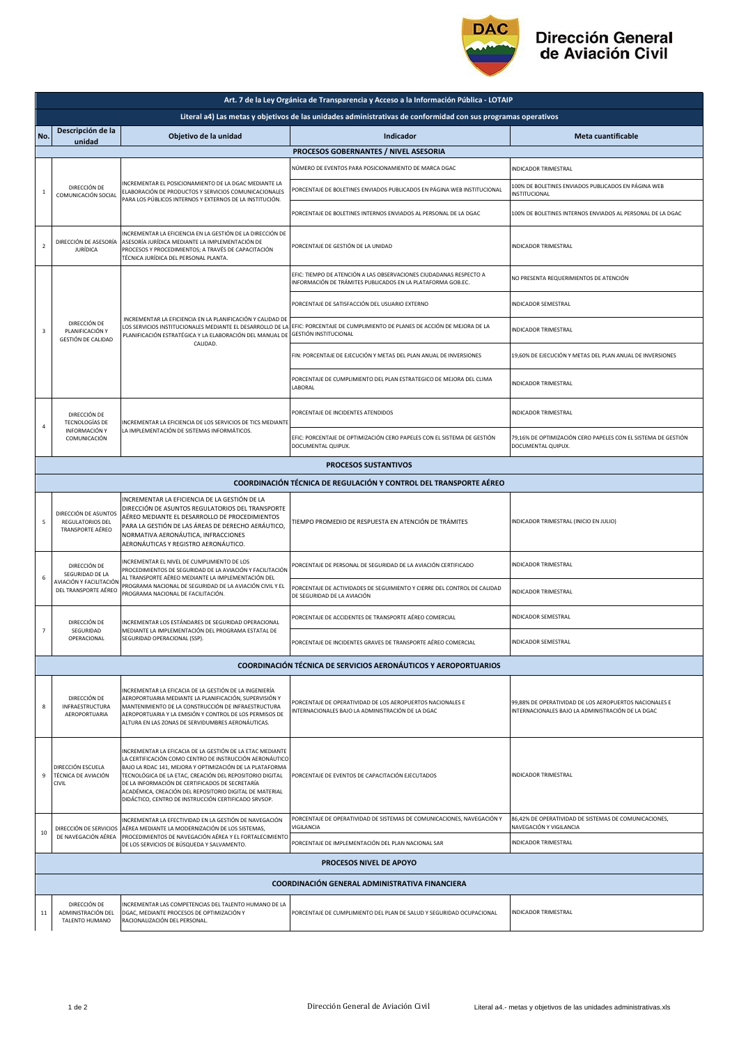# Dirección General de Aviación Civil

| Art. 7 de la Ley Orgánica de Transparencia y Acceso a la Información Pública - LOTAIP | | | | |
|---|---|---|---|---|
| **Literal a4) Las metas y objetivos de las unidades administrativas de conformidad con sus programas operativos** | | | | |
| **No.** | **Descripción de la unidad** | **Objetivo de la unidad** | **Indicador** | **Meta cuantificable** |
| **PROCESOS GOBERNANTES / NIVEL ASESORIA** | | | | |
| 1 | DIRECCIÓN DE COMUNICACIÓN SOCIAL | INCREMENTAR EL POSICIONAMIENTO DE LA DGAC MEDIANTE LA ELABORACIÓN DE PRODUCTOS Y SERVICIOS COMUNICACIONALES PARA LOS PÚBLICOS INTERNOS Y EXTERNOS DE LA INSTITUCIÓN. | NÚMERO DE EVENTOS PARA POSICIONAMIENTO DE MARCA DGAC | INDICADOR TRIMESTRAL |
| | | | PORCENTAJE DE BOLETINES ENVIADOS PUBLICADOS EN PÁGINA WEB INSTITUCIONAL | 100% DE BOLETINES ENVIADOS PUBLICADOS EN PÁGINA WEB INSTITUCIONAL |
| | | | PORCENTAJE DE BOLETINES INTERNOS ENVIADOS AL PERSONAL DE LA DGAC | 100% DE BOLETINES INTERNOS ENVIADOS AL PERSONAL DE LA DGAC |
| 2 | DIRECCIÓN DE ASESORÍA JURÍDICA | INCREMENTAR LA EFICIENCIA EN LA GESTIÓN DE LA DIRECCIÓN DE ASESORÍA JURÍDICA MEDIANTE LA IMPLEMENTACIÓN DE PROCESOS Y PROCEDIMIENTOS; A TRAVÉS DE CAPACITACIÓN TÉCNICA JURÍDICA DEL PERSONAL PLANTA. | PORCENTAJE DE GESTIÓN DE LA UNIDAD | INDICADOR TRIMESTRAL |
| 3 | DIRECCIÓN DE PLANIFICACIÓN Y GESTIÓN DE CALIDAD | INCREMENTAR LA EFICIENCIA EN LA PLANIFICACIÓN Y CALIDAD DE LOS SERVICIOS INSTITUCIONALES MEDIANTE EL DESARROLLO DE LA PLANIFICACIÓN ESTRATÉGICA Y LA ELABORACIÓN DEL MANUAL DE CALIDAD. | EFIC: TIEMPO DE ATENCIÓN A LAS OBSERVACIONES CIUDADANAS RESPECTO A INFORMACIÓN DE TRÁMITES PUBLICADOS EN LA PLATAFORMA GOB.EC. | NO PRESENTA REQUERIMIENTOS DE ATENCIÓN |
| | | | PORCENTAJE DE SATISFACCIÓN DEL USUARIO EXTERNO | INDICADOR SEMESTRAL |
| | | | EFIC: PORCENTAJE DE CUMPLIMIENTO DE PLANES DE ACCIÓN DE MEJORA DE LA GESTIÓN INSTITUCIONAL | INDICADOR TRIMESTRAL |
| | | | FIN: PORCENTAJE DE EJECUCIÓN Y METAS DEL PLAN ANUAL DE INVERSIONES | 19,60% DE EJECUCIÓN Y METAS DEL PLAN ANUAL DE INVERSIONES |
| | | | PORCENTAJE DE CUMPLIMIENTO DEL PLAN ESTRATEGICO DE MEJORA DEL CLIMA LABORAL | INDICADOR TRIMESTRAL |
| 4 | DIRECCIÓN DE TECNOLOGÍAS DE INFORMACIÓN Y COMUNICACIÓN | INCREMENTAR LA EFICIENCIA DE LOS SERVICIOS DE TICS MEDIANTE LA IMPLEMENTACIÓN DE SISTEMAS INFORMÁTICOS. | PORCENTAJE DE INCIDENTES ATENDIDOS | INDICADOR TRIMESTRAL |
| | | | EFIC: PORCENTAJE DE OPTIMIZACIÓN CERO PAPELES CON EL SISTEMA DE GESTIÓN DOCUMENTAL QUIPUX. | 79,16% DE OPTIMIZACIÓN CERO PAPELES CON EL SISTEMA DE GESTIÓN DOCUMENTAL QUIPUX. |
| **PROCESOS SUSTANTIVOS** | | | | |
| **COORDINACIÓN TÉCNICA DE REGULACIÓN Y CONTROL DEL TRANSPORTE AÉREO** | | | | |
| 5 | DIRECCIÓN DE ASUNTOS REGULATORIOS DEL TRANSPORTE AÉREO | INCREMENTAR LA EFICIENCIA DE LA GESTIÓN DE LA DIRECCIÓN DE ASUNTOS REGULATORIOS DEL TRANSPORTE AÉREO MEDIANTE EL DESARROLLO DE PROCEDIMIENTOS PARA LA GESTIÓN DE LAS ÁREAS DE DERECHO AERÁUTICO, NORMATIVA AERONÁUTICA, INFRACCIONES AERONÁUTICAS Y REGISTRO AERONÁUTICO. | TIEMPO PROMEDIO DE RESPUESTA EN ATENCIÓN DE TRÁMITES | INDICADOR TRIMESTRAL (INICIO EN JULIO) |
| 6 | DIRECCIÓN DE SEGURIDAD DE LA AVIACIÓN Y FACILITACIÓN DEL TRANSPORTE AÉREO | INCREMENTAR EL NIVEL DE CUMPLIMIENTO DE LOS PROCEDIMIENTOS DE SEGURIDAD DE LA AVIACIÓN Y FACILITACIÓN AL TRANSPORTE AÉREO MEDIANTE LA IMPLEMENTACIÓN DEL PROGRAMA NACIONAL DE SEGURIDAD DE LA AVIACIÓN CIVIL Y EL PROGRAMA NACIONAL DE FACILITACIÓN. | PORCENTAJE DE PERSONAL DE SEGURIDAD DE LA AVIACIÓN CERTIFICADO | INDICADOR TRIMESTRAL |
| | | | PORCENTAJE DE ACTIVIDADES DE SEGUIMIENTO Y CIERRE DEL CONTROL DE CALIDAD DE SEGURIDAD DE LA AVIACIÓN | INDICADOR TRIMESTRAL |
| 7 | DIRECCIÓN DE SEGURIDAD OPERACIONAL | INCREMENTAR LOS ESTÁNDARES DE SEGURIDAD OPERACIONAL MEDIANTE LA IMPLEMENTACIÓN DEL PROGRAMA ESTATAL DE SEGURIDAD OPERACIONAL (SSP). | PORCENTAJE DE ACCIDENTES DE TRANSPORTE AÉREO COMERCIAL | INDICADOR SEMESTRAL |
| | | | PORCENTAJE DE INCIDENTES GRAVES DE TRANSPORTE AÉREO COMERCIAL | INDICADOR SEMESTRAL |
| **COORDINACIÓN TÉCNICA DE SERVICIOS AERONÁUTICOS Y AEROPORTUARIOS** | | | | |
| 8 | DIRECCIÓN DE INFRAESTRUCTURA AEROPORTUARIA | INCREMENTAR LA EFICACIA DE LA GESTIÓN DE LA INGENIERÍA AEROPORTUARIA MEDIANTE LA PLANIFICACIÓN, SUPERVISIÓN Y MANTENIMIENTO DE LA CONSTRUCCIÓN DE INFRAESTRUCTURA AEROPORTUARIA Y LA EMISIÓN Y CONTROL DE LOS PERMISOS DE ALTURA EN LAS ZONAS DE SERVIDUMBRES AERONÁUTICAS. | PORCENTAJE DE OPERATIVIDAD DE LOS AEROPUERTOS NACIONALES E INTERNACIONALES BAJO LA ADMINISTRACIÓN DE LA DGAC | 99,88% DE OPERATIVIDAD DE LOS AEROPUERTOS NACIONALES E INTERNACIONALES BAJO LA ADMINISTRACIÓN DE LA DGAC |
| 9 | DIRECCIÓN ESCUELA TÉCNICA DE AVIACIÓN CIVIL | INCREMENTAR LA EFICACIA DE LA GESTIÓN DE LA ETAC MEDIANTE LA CERTIFICACIÓN COMO CENTRO DE INSTRUCCIÓN AERONÁUTICO BAJO LA RDAC 141, MEJORA Y OPTIMIZACIÓN DE LA PLATAFORMA TECNOLÓGICA DE LA ETAC, CREACIÓN DEL REPOSITORIO DIGITAL DE LA INFORMACIÓN DE CERTIFICADOS DE SECRETARÍA ACADÉMICA, CREACIÓN DEL REPOSITORIO DIGITAL DE MATERIAL DIDÁCTICO, CENTRO DE INSTRUCCIÓN CERTIFICADO SRVSOP. | PORCENTAJE DE EVENTOS DE CAPACITACIÓN EJECUTADOS | INDICADOR TRIMESTRAL |
| 10 | DIRECCIÓN DE SERVICIOS DE NAVEGACIÓN AÉREA | INCREMENTAR LA EFECTIVIDAD EN LA GESTIÓN DE NAVEGACIÓN AÉREA MEDIANTE LA MODERNIZACIÓN DE LOS SISTEMAS, PROCEDIMIENTOS DE NAVEGACIÓN AÉREA Y EL FORTALECIMIENTO DE LOS SERVICIOS DE BÚSQUEDA Y SALVAMENTO. | PORCENTAJE DE OPERATIVIDAD DE SISTEMAS DE COMUNICACIONES, NAVEGACIÓN Y VIGILANCIA | 86,42% DE OPERATIVIDAD DE SISTEMAS DE COMUNICACIONES, NAVEGACIÓN Y VIGILANCIA |
| | | | PORCENTAJE DE IMPLEMENTACIÓN DEL PLAN NACIONAL SAR | INDICADOR TRIMESTRAL |
| **PROCESOS NIVEL DE APOYO** | | | | |
| **COORDINACIÓN GENERAL ADMINISTRATIVA FINANCIERA** | | | | |
| 11 | DIRECCIÓN DE ADMINISTRACIÓN DEL TALENTO HUMANO | INCREMENTAR LAS COMPETENCIAS DEL TALENTO HUMANO DE LA DGAC, MEDIANTE PROCESOS DE OPTIMIZACIÓN Y RACIONALIZACIÓN DEL PERSONAL. | PORCENTAJE DE CUMPLIMIENTO DEL PLAN DE SALUD Y SEGURIDAD OCUPACIONAL | INDICADOR TRIMESTRAL |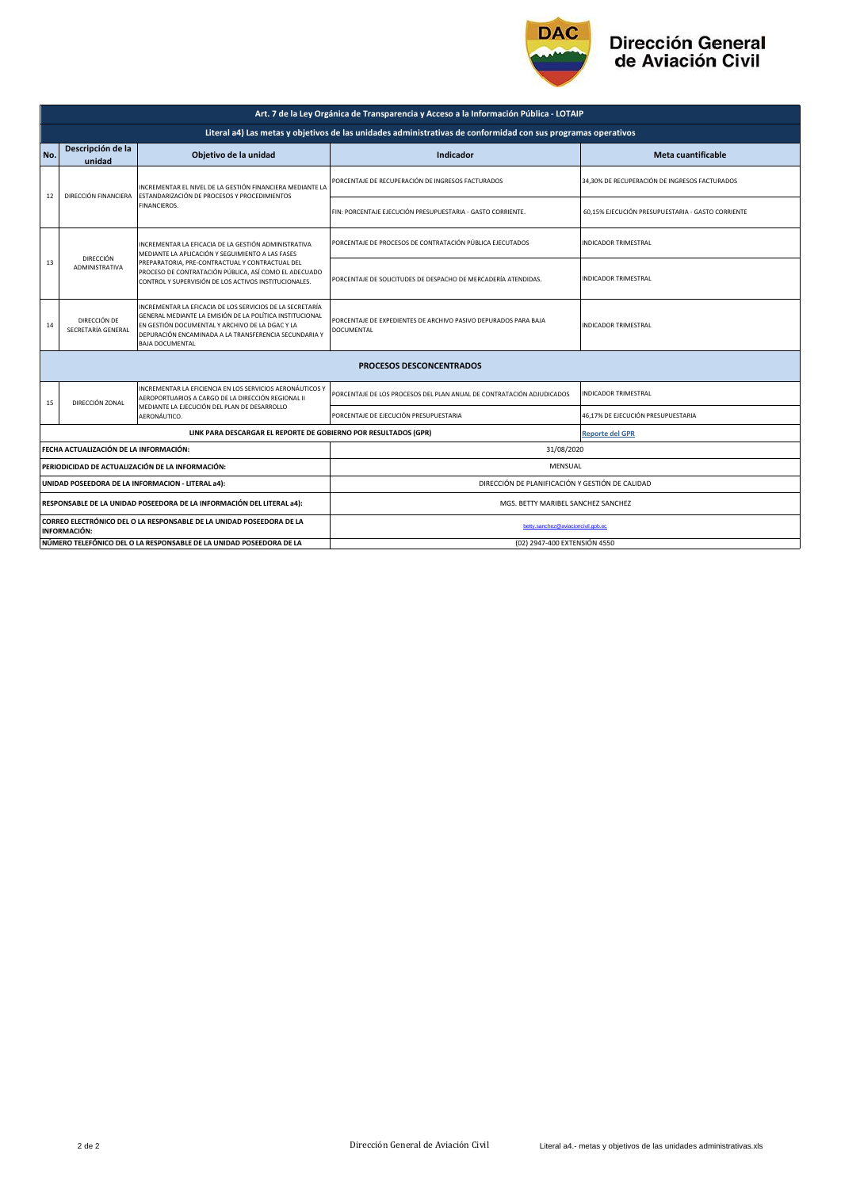# Dirección General de Aviación Civil

| Art. 7 de la Ley Orgánica de Transparencia y Acceso a la Información Pública - LOTAIP | | | | |
|---|---|---|---|---|
| **Literal a4) Las metas y objetivos de las unidades administrativas de conformidad con sus programas operativos** | | | | |
| **No.** | **Descripción de la unidad** | **Objetivo de la unidad** | **Indicador** | **Meta cuantificable** |
| 12 | DIRECCIÓN FINANCIERA | INCREMENTAR EL NIVEL DE LA GESTIÓN FINANCIERA MEDIANTE LA ESTANDARIZACIÓN DE PROCESOS Y PROCEDIMIENTOS FINANCIEROS. | PORCENTAJE DE RECUPERACIÓN DE INGRESOS FACTURADOS | 34,30% DE RECUPERACIÓN DE INGRESOS FACTURADOS |
| | | | FIN: PORCENTAJE EJECUCIÓN PRESUPUESTARIA - GASTO CORRIENTE. | 60,15% EJECUCIÓN PRESUPUESTARIA - GASTO CORRIENTE |
| 13 | DIRECCIÓN ADMINISTRATIVA | INCREMENTAR LA EFICACIA DE LA GESTIÓN ADMINISTRATIVA MEDIANTE LA APLICACIÓN Y SEGUIMIENTO A LAS FASES PREPARATORIA, PRE-CONTRACTUAL Y CONTRACTUAL DEL PROCESO DE CONTRATACIÓN PÚBLICA, ASÍ COMO EL ADECUADO CONTROL Y SUPERVISIÓN DE LOS ACTIVOS INSTITUCIONALES. | PORCENTAJE DE PROCESOS DE CONTRATACIÓN PÚBLICA EJECUTADOS | INDICADOR TRIMESTRAL |
| | | | PORCENTAJE DE SOLICITUDES DE DESPACHO DE MERCADERÍA ATENDIDAS. | INDICADOR TRIMESTRAL |
| 14 | DIRECCIÓN DE SECRETARÍA GENERAL | INCREMENTAR LA EFICACIA DE LOS SERVICIOS DE LA SECRETARÍA GENERAL MEDIANTE LA EMISIÓN DE LA POLÍTICA INSTITUCIONAL EN GESTIÓN DOCUMENTAL Y ARCHIVO DE LA DGAC Y LA DEPURACIÓN ENCAMINADA A LA TRANSFERENCIA SECUNDARIA Y BAJA DOCUMENTAL | PORCENTAJE DE EXPEDIENTES DE ARCHIVO PASIVO DEPURADOS PARA BAJA DOCUMENTAL | INDICADOR TRIMESTRAL |
| **PROCESOS DESCONCENTRADOS** | | | | |
| 15 | DIRECCIÓN ZONAL | INCREMENTAR LA EFICIENCIA EN LOS SERVICIOS AERONÁUTICOS Y AEROPORTUARIOS A CARGO DE LA DIRECCIÓN REGIONAL II MEDIANTE LA EJECUCIÓN DEL PLAN DE DESARROLLO AERONÁUTICO. | PORCENTAJE DE LOS PROCESOS DEL PLAN ANUAL DE CONTRATACIÓN ADJUDICADOS | INDICADOR TRIMESTRAL |
| | | | PORCENTAJE DE EJECUCIÓN PRESUPUESTARIA | 46,17% DE EJECUCIÓN PRESUPUESTARIA |
| **LINK PARA DESCARGAR EL REPORTE DE GOBIERNO POR RESULTADOS (GPR)** | | | | Reporte del GPR |
| **FECHA ACTUALIZACIÓN DE LA INFORMACIÓN:** | | | 31/08/2020 | |
| **PERIODICIDAD DE ACTUALIZACIÓN DE LA INFORMACIÓN:** | | | MENSUAL | |
| **UNIDAD POSEEDORA DE LA INFORMACION - LITERAL a4):** | | | DIRECCIÓN DE PLANIFICACIÓN Y GESTIÓN DE CALIDAD | |
| **RESPONSABLE DE LA UNIDAD POSEEDORA DE LA INFORMACIÓN DEL LITERAL a4):** | | | MGS. BETTY MARIBEL SANCHEZ SANCHEZ | |
| **CORREO ELECTRÓNICO DEL O LA RESPONSABLE DE LA UNIDAD POSEEDORA DE LA INFORMACIÓN:** | | | betty.sanchez@aviacioncivil.gob.ec | |
| **NÚMERO TELEFÓNICO DEL O LA RESPONSABLE DE LA UNIDAD POSEEDORA DE LA** | | | (02) 2947-400 EXTENSIÓN 4550 | |

Dirección General de Aviación Civil Literal a4.- metas y objetivos de las unidades administrativas.xls